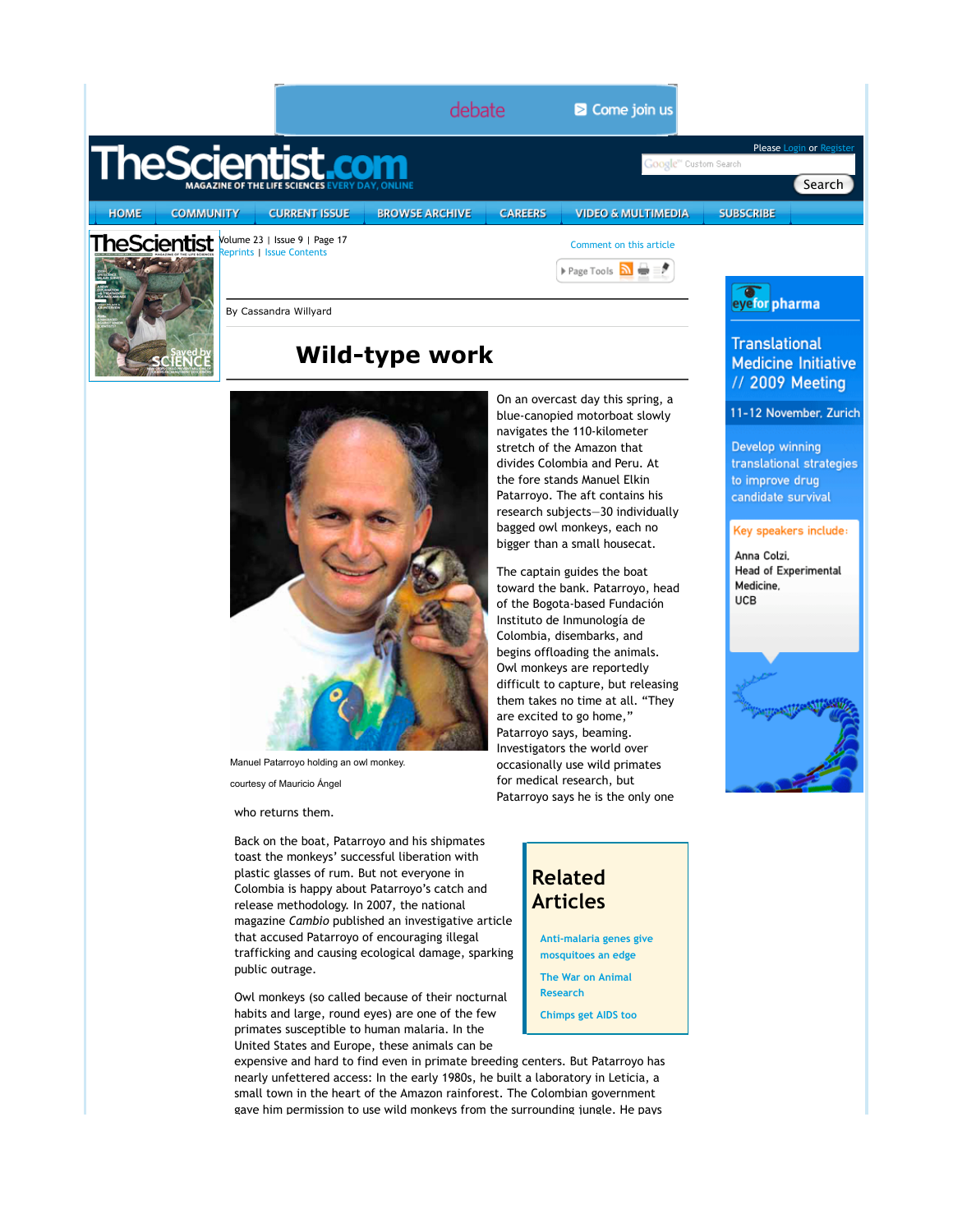By Cassandra Willyard

# Wild-type work

Manuel Patarroyo holding an owl monkey.

courtesy of Mauricio Ángel

On an overcast day this spring, a blue-canopied motorboat slowly navigates the 110-kilometer stretch of the Amazon that divides Colombia and Peru. At the fore stands Manuel Elkin Patarroyo. The aft contains his research subjects—30 individually bagged owl monkeys, each no bigger than a small housecat.

The captain guides the boat toward the bank. Patarroyo, head of the Bogota-based Fundación Instituto de Inmunología de Colombia, disembarks, and begins offloading the animals. Owl monkeys are reportedly difficult to capture, but releasing them takes no time at all. "They are excited to go home," Patarroyo says, beaming. Investigators the world over occasionally use wild primates for medical research, but Patarroyo says he is the only one who returns them.

Back on the boat, Patarroyo and his shipmates toast the monkeys' successful liberation with plastic glasses of rum. But not everyone in Colombia is happy about Patarroyo's catch and release methodology. In 2007, the national magazine *Cambio* published an investigative article that accused Patarroyo of encouraging illegal trafficking and causing ecological damage, sparking public outrage.

Owl monkeys (so called because of their nocturnal habits and large, round eyes) are one of the few primates susceptible to human malaria. In the United States and Europe, these animals can be expensive and hard to find even in primate breeding centers. But Patarroyo has nearly unfettered access: In the early 1980s, he built a laboratory in Leticia, a small town in the heart of the Amazon rainforest. The Colombian government gave him permission to use wild monkeys from the surrounding jungle. He pays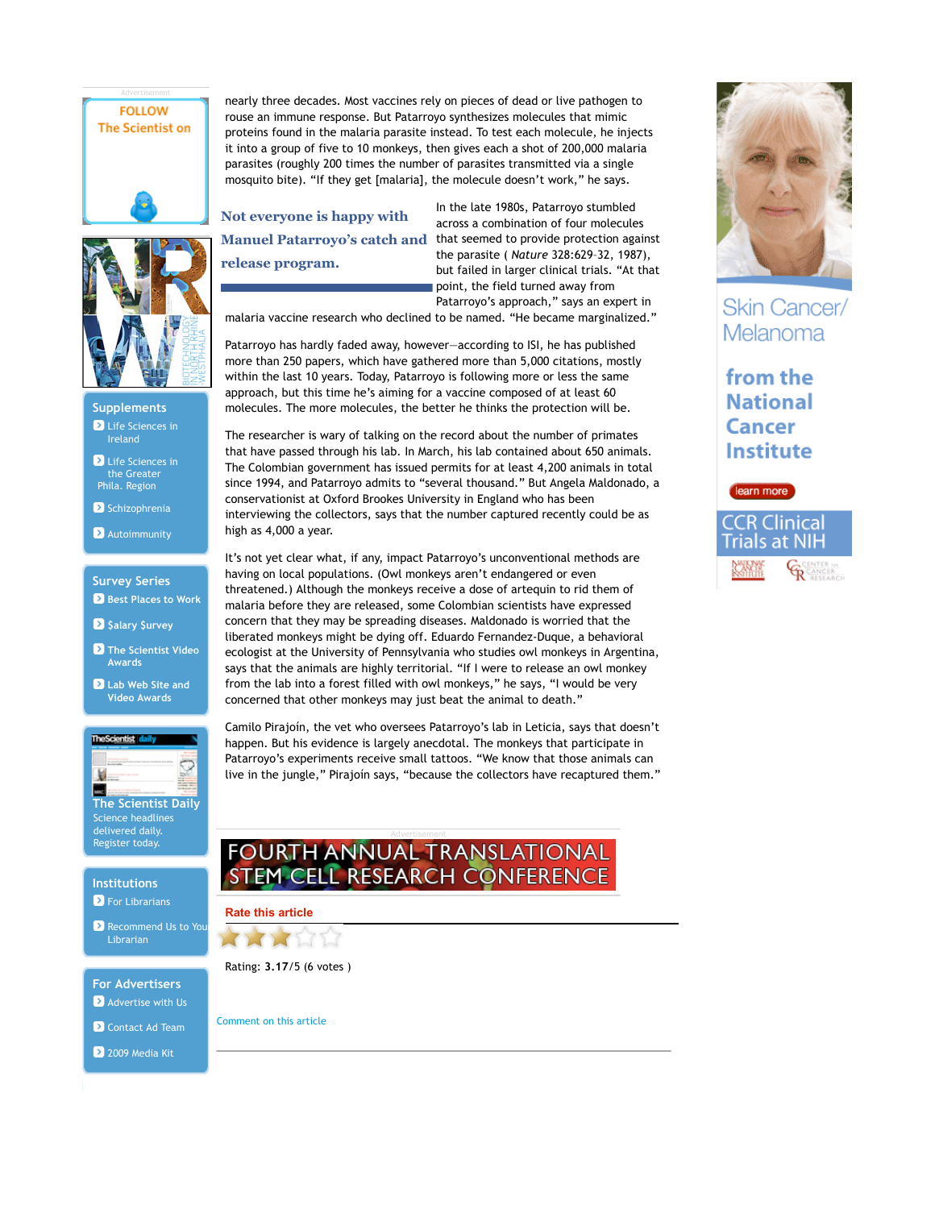nearly three decades. Most vaccines rely on pieces of dead or live pathogen to rouse an immune response. But Patarroyo synthesizes molecules that mimic proteins found in the malaria parasite instead. To test each molecule, he injects it into a group of five to 10 monkeys, then gives each a shot of 200,000 malaria parasites (roughly 200 times the number of parasites transmitted via a single mosquito bite). "If they get [malaria], the molecule doesn't work," he says.

**Not everyone is happy with Manuel Patarroyo's catch and release program.**

In the late 1980s, Patarroyo stumbled across a combination of four molecules that seemed to provide protection against the parasite ( *Nature* 328:629–32, 1987), but failed in larger clinical trials. "At that point, the field turned away from Patarroyo's approach," says an expert in malaria vaccine research who declined to be named. "He became marginalized."

Patarroyo has hardly faded away, however—according to ISI, he has published more than 250 papers, which have gathered more than 5,000 citations, mostly within the last 10 years. Today, Patarroyo is following more or less the same approach, but this time he's aiming for a vaccine composed of at least 60 molecules. The more molecules, the better he thinks the protection will be.

The researcher is wary of talking on the record about the number of primates that have passed through his lab. In March, his lab contained about 650 animals. The Colombian government has issued permits for at least 4,200 animals in total since 1994, and Patarroyo admits to "several thousand." But Angela Maldonado, a conservationist at Oxford Brookes University in England who has been interviewing the collectors, says that the number captured recently could be as high as 4,000 a year.

It's not yet clear what, if any, impact Patarroyo's unconventional methods are having on local populations. (Owl monkeys aren't endangered or even threatened.) Although the monkeys receive a dose of artequin to rid them of malaria before they are released, some Colombian scientists have expressed concern that they may be spreading diseases. Maldonado is worried that the liberated monkeys might be dying off. Eduardo Fernandez-Duque, a behavioral ecologist at the University of Pennsylvania who studies owl monkeys in Argentina, says that the animals are highly territorial. "If I were to release an owl monkey from the lab into a forest filled with owl monkeys," he says, "I would be very concerned that other monkeys may just beat the animal to death."

Camilo Pirajoín, the vet who oversees Patarroyo's lab in Leticia, says that doesn't happen. But his evidence is largely anecdotal. The monkeys that participate in Patarroyo's experiments receive small tattoos. "We know that those animals can live in the jungle," Pirajoín says, "because the collectors have recaptured them."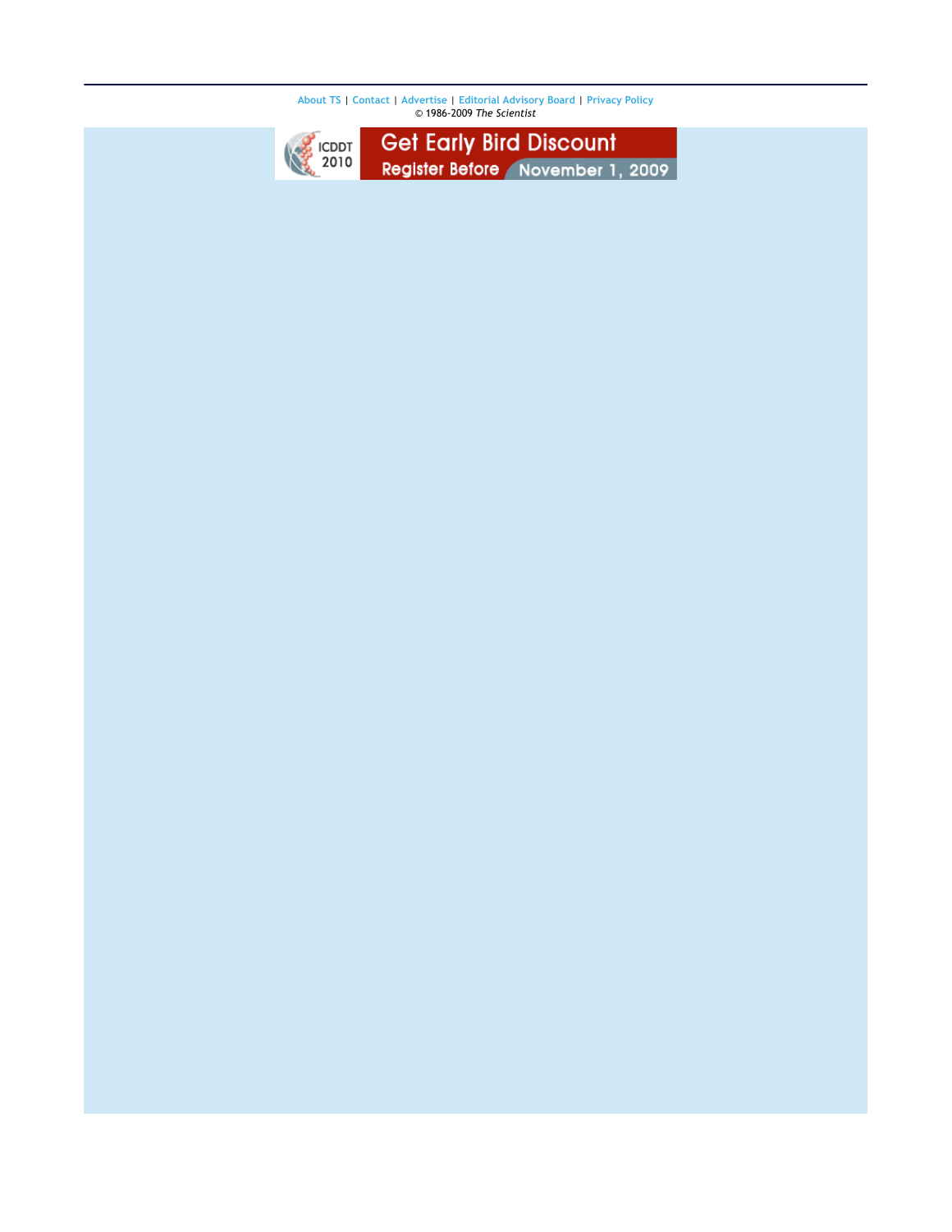About TS | Contact | Advertise | Editorial Advisory Board | Privacy Policy

© 1986-2009 *The Scientist*

ICDDT 2010 Get Early Bird Discount Register Before November 1, 2009